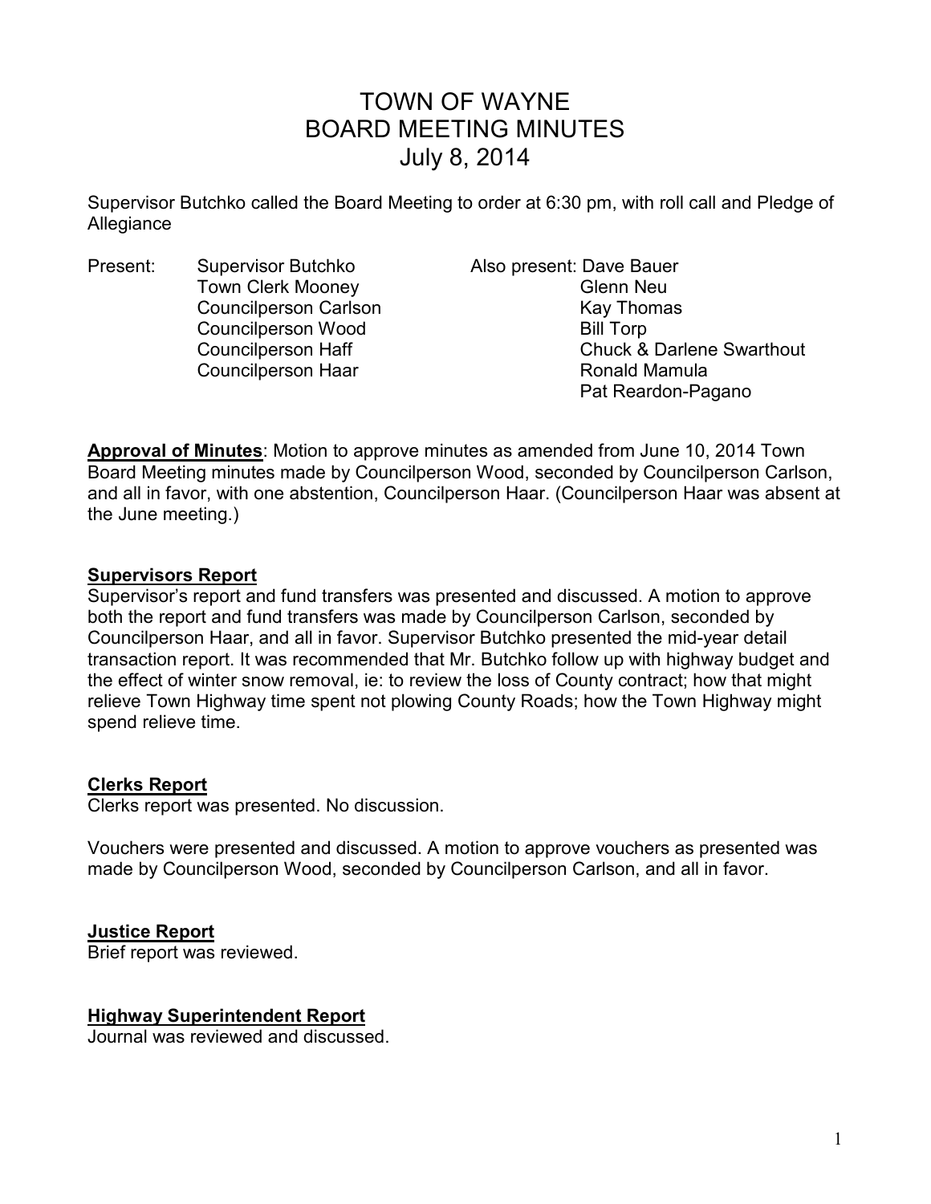# TOWN OF WAYNE
# BOARD MEETING MINUTES
# July 8, 2014

Supervisor Butchko called the Board Meeting to order at 6:30 pm, with roll call and Pledge of Allegiance

| Present: | | Also present: |
|---|---|---|
| | Supervisor Butchko | Dave Bauer |
| | Town Clerk Mooney | Glenn Neu |
| | Councilperson Carlson | Kay Thomas |
| | Councilperson Wood | Bill Torp |
| | Councilperson Haff | Chuck & Darlene Swarthout |
| | Councilperson Haar | Ronald Mamula |
| | | Pat Reardon-Pagano |

**Approval of Minutes**: Motion to approve minutes as amended from June 10, 2014 Town Board Meeting minutes made by Councilperson Wood, seconded by Councilperson Carlson, and all in favor, with one abstention, Councilperson Haar. (Councilperson Haar was absent at the June meeting.)

## Supervisors Report

Supervisor's report and fund transfers was presented and discussed. A motion to approve both the report and fund transfers was made by Councilperson Carlson, seconded by Councilperson Haar, and all in favor. Supervisor Butchko presented the mid-year detail transaction report. It was recommended that Mr. Butchko follow up with highway budget and the effect of winter snow removal, ie: to review the loss of County contract; how that might relieve Town Highway time spent not plowing County Roads; how the Town Highway might spend relieve time.

## Clerks Report

Clerks report was presented. No discussion.

Vouchers were presented and discussed. A motion to approve vouchers as presented was made by Councilperson Wood, seconded by Councilperson Carlson, and all in favor.

## Justice Report

Brief report was reviewed.

## Highway Superintendent Report

Journal was reviewed and discussed.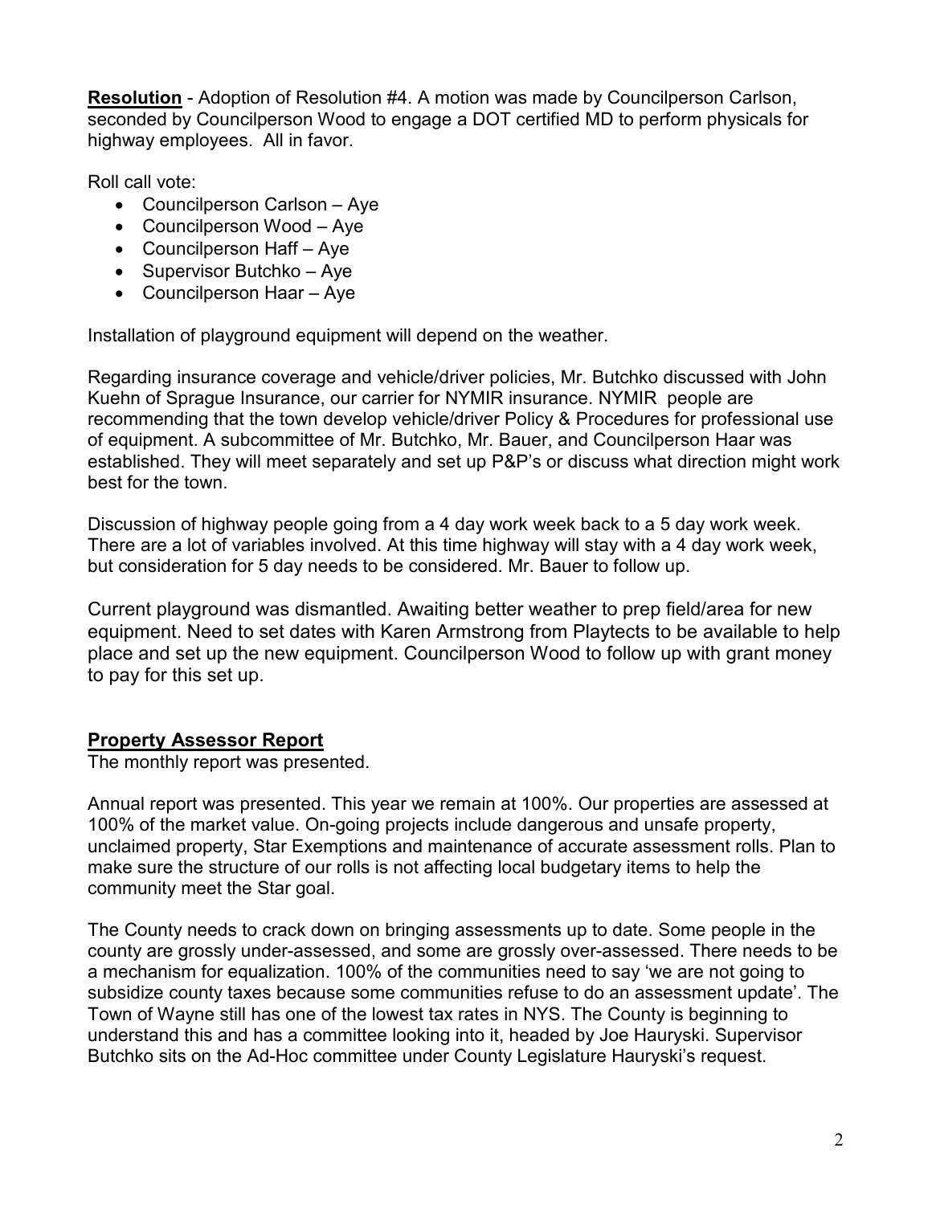**Resolution** - Adoption of Resolution #4. A motion was made by Councilperson Carlson, seconded by Councilperson Wood to engage a DOT certified MD to perform physicals for highway employees. All in favor.

Roll call vote:

- Councilperson Carlson – Aye
- Councilperson Wood – Aye
- Councilperson Haff – Aye
- Supervisor Butchko – Aye
- Councilperson Haar – Aye

Installation of playground equipment will depend on the weather.

Regarding insurance coverage and vehicle/driver policies, Mr. Butchko discussed with John Kuehn of Sprague Insurance, our carrier for NYMIR insurance. NYMIR people are recommending that the town develop vehicle/driver Policy & Procedures for professional use of equipment. A subcommittee of Mr. Butchko, Mr. Bauer, and Councilperson Haar was established. They will meet separately and set up P&P's or discuss what direction might work best for the town.

Discussion of highway people going from a 4 day work week back to a 5 day work week. There are a lot of variables involved. At this time highway will stay with a 4 day work week, but consideration for 5 day needs to be considered. Mr. Bauer to follow up.

Current playground was dismantled. Awaiting better weather to prep field/area for new equipment. Need to set dates with Karen Armstrong from Playtects to be available to help place and set up the new equipment. Councilperson Wood to follow up with grant money to pay for this set up.

## Property Assessor Report

The monthly report was presented.

Annual report was presented. This year we remain at 100%. Our properties are assessed at 100% of the market value. On-going projects include dangerous and unsafe property, unclaimed property, Star Exemptions and maintenance of accurate assessment rolls. Plan to make sure the structure of our rolls is not affecting local budgetary items to help the community meet the Star goal.

The County needs to crack down on bringing assessments up to date. Some people in the county are grossly under-assessed, and some are grossly over-assessed. There needs to be a mechanism for equalization. 100% of the communities need to say 'we are not going to subsidize county taxes because some communities refuse to do an assessment update'. The Town of Wayne still has one of the lowest tax rates in NYS. The County is beginning to understand this and has a committee looking into it, headed by Joe Hauryski. Supervisor Butchko sits on the Ad-Hoc committee under County Legislature Hauryski's request.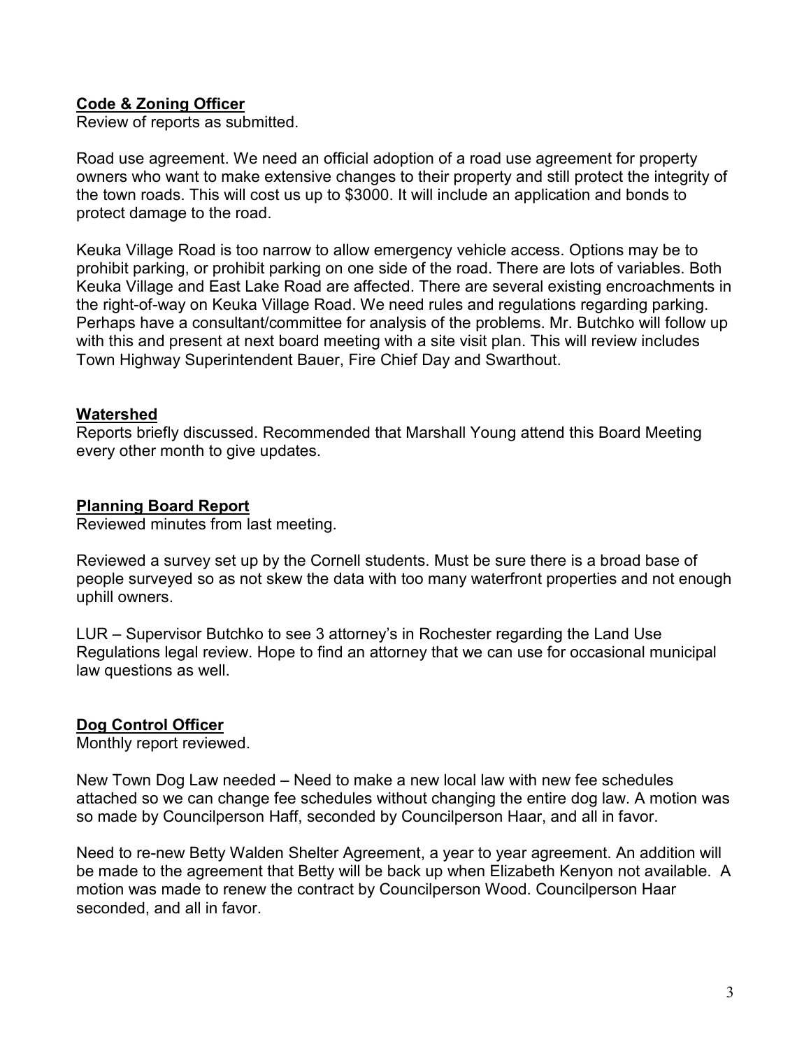## Code & Zoning Officer

Review of reports as submitted.

Road use agreement. We need an official adoption of a road use agreement for property owners who want to make extensive changes to their property and still protect the integrity of the town roads. This will cost us up to $3000. It will include an application and bonds to protect damage to the road.

Keuka Village Road is too narrow to allow emergency vehicle access. Options may be to prohibit parking, or prohibit parking on one side of the road. There are lots of variables. Both Keuka Village and East Lake Road are affected. There are several existing encroachments in the right-of-way on Keuka Village Road. We need rules and regulations regarding parking. Perhaps have a consultant/committee for analysis of the problems. Mr. Butchko will follow up with this and present at next board meeting with a site visit plan. This will review includes Town Highway Superintendent Bauer, Fire Chief Day and Swarthout.

## Watershed

Reports briefly discussed. Recommended that Marshall Young attend this Board Meeting every other month to give updates.

## Planning Board Report

Reviewed minutes from last meeting.

Reviewed a survey set up by the Cornell students. Must be sure there is a broad base of people surveyed so as not skew the data with too many waterfront properties and not enough uphill owners.

LUR – Supervisor Butchko to see 3 attorney's in Rochester regarding the Land Use Regulations legal review. Hope to find an attorney that we can use for occasional municipal law questions as well.

## Dog Control Officer

Monthly report reviewed.

New Town Dog Law needed – Need to make a new local law with new fee schedules attached so we can change fee schedules without changing the entire dog law. A motion was so made by Councilperson Haff, seconded by Councilperson Haar, and all in favor.

Need to re-new Betty Walden Shelter Agreement, a year to year agreement. An addition will be made to the agreement that Betty will be back up when Elizabeth Kenyon not available. A motion was made to renew the contract by Councilperson Wood. Councilperson Haar seconded, and all in favor.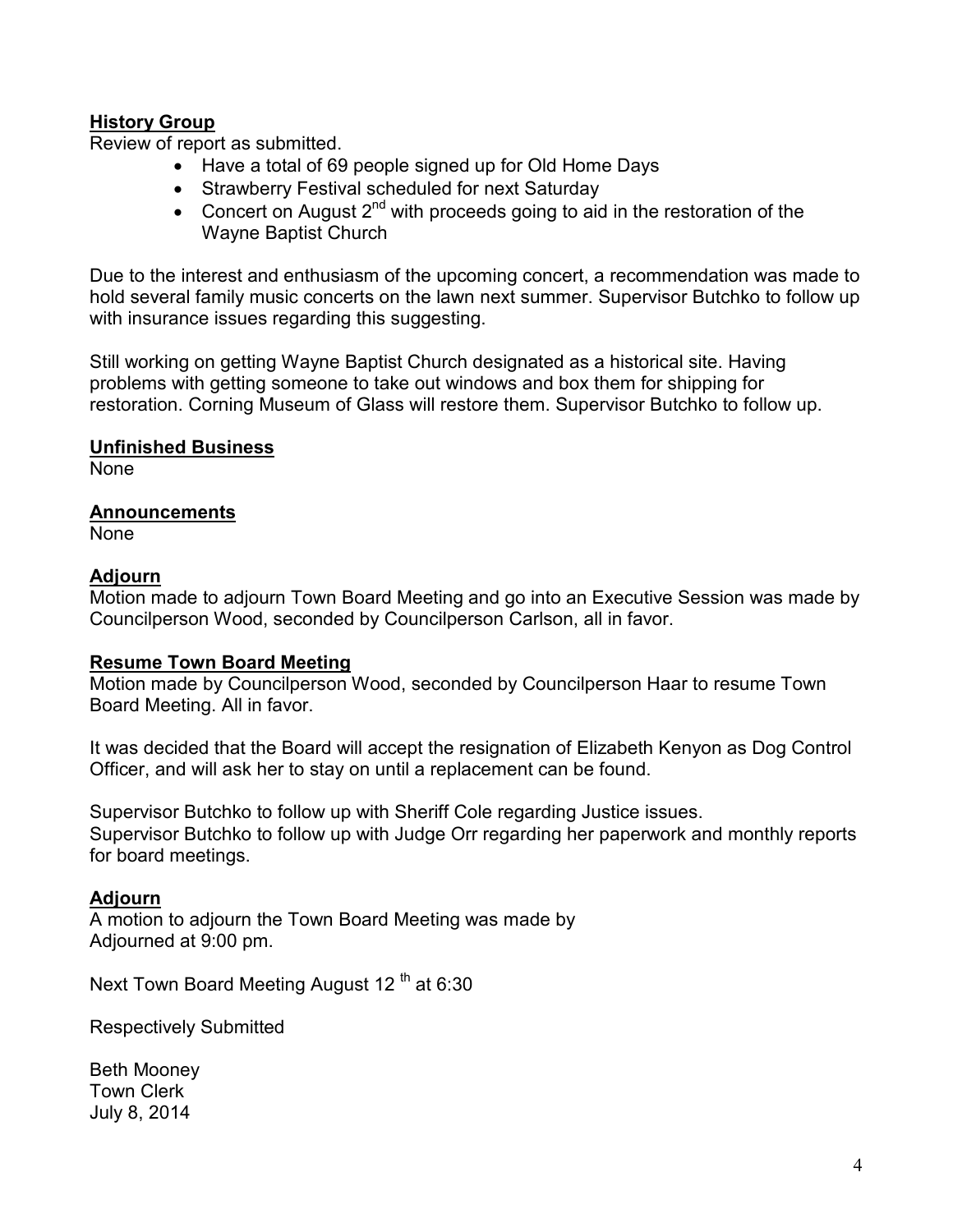**History Group**

Review of report as submitted.

- Have a total of 69 people signed up for Old Home Days
- Strawberry Festival scheduled for next Saturday
- Concert on August 2nd with proceeds going to aid in the restoration of the Wayne Baptist Church

Due to the interest and enthusiasm of the upcoming concert, a recommendation was made to hold several family music concerts on the lawn next summer. Supervisor Butchko to follow up with insurance issues regarding this suggesting.

Still working on getting Wayne Baptist Church designated as a historical site. Having problems with getting someone to take out windows and box them for shipping for restoration. Corning Museum of Glass will restore them. Supervisor Butchko to follow up.

**Unfinished Business**

None

**Announcements**

None

**Adjourn**

Motion made to adjourn Town Board Meeting and go into an Executive Session was made by Councilperson Wood, seconded by Councilperson Carlson, all in favor.

**Resume Town Board Meeting**

Motion made by Councilperson Wood, seconded by Councilperson Haar to resume Town Board Meeting. All in favor.

It was decided that the Board will accept the resignation of Elizabeth Kenyon as Dog Control Officer, and will ask her to stay on until a replacement can be found.

Supervisor Butchko to follow up with Sheriff Cole regarding Justice issues.
Supervisor Butchko to follow up with Judge Orr regarding her paperwork and monthly reports for board meetings.

**Adjourn**

A motion to adjourn the Town Board Meeting was made by
Adjourned at 9:00 pm.

Next Town Board Meeting August 12th at 6:30

Respectively Submitted

Beth Mooney
Town Clerk
July 8, 2014